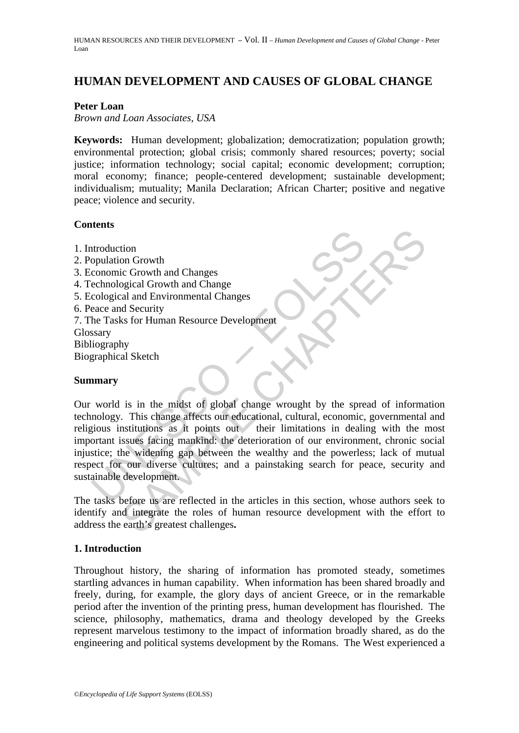# HUMAN DEVELOPMENT AND CAUSES OF GLOBAL CHANGE

**Peter Loan**

*Brown and Loan Associates, USA*

**Keywords:** Human development; globalization; democratization; population growth; environmental protection; global crisis; commonly shared resources; poverty; social justice; information technology; social capital; economic development; corruption; moral economy; finance; people-centered development; sustainable development; individualism; mutuality; Manila Declaration; African Charter; positive and negative peace; violence and security.

## Contents

1. Introduction
2. Population Growth
3. Economic Growth and Changes
4. Technological Growth and Change
5. Ecological and Environmental Changes
6. Peace and Security
7. The Tasks for Human Resource Development

Glossary
Bibliography
Biographical Sketch

## Summary

Our world is in the midst of global change wrought by the spread of information technology. This change affects our educational, cultural, economic, governmental and religious institutions as it points out their limitations in dealing with the most important issues facing mankind: the deterioration of our environment, chronic social injustice; the widening gap between the wealthy and the powerless; lack of mutual respect for our diverse cultures; and a painstaking search for peace, security and sustainable development.

The tasks before us are reflected in the articles in this section, whose authors seek to identify and integrate the roles of human resource development with the effort to address the earth's greatest challenges**.**

## 1. Introduction

Throughout history, the sharing of information has promoted steady, sometimes startling advances in human capability. When information has been shared broadly and freely, during, for example, the glory days of ancient Greece, or in the remarkable period after the invention of the printing press, human development has flourished. The science, philosophy, mathematics, drama and theology developed by the Greeks represent marvelous testimony to the impact of information broadly shared, as do the engineering and political systems development by the Romans. The West experienced a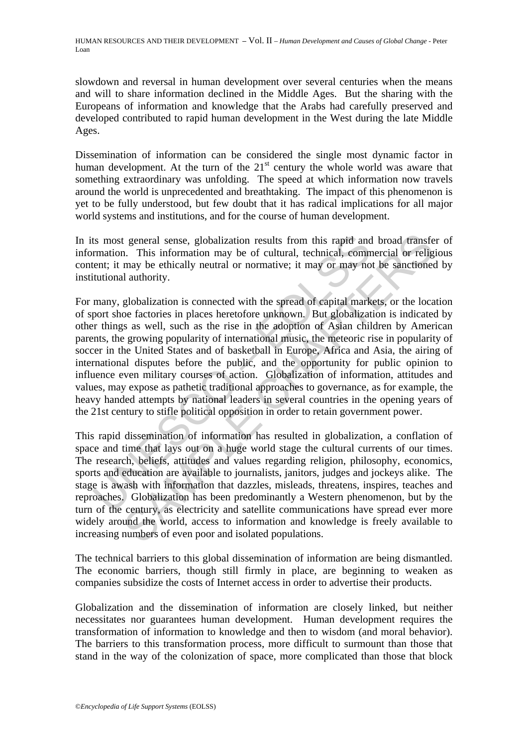slowdown and reversal in human development over several centuries when the means and will to share information declined in the Middle Ages. But the sharing with the Europeans of information and knowledge that the Arabs had carefully preserved and developed contributed to rapid human development in the West during the late Middle Ages.

Dissemination of information can be considered the single most dynamic factor in human development. At the turn of the 21st century the whole world was aware that something extraordinary was unfolding. The speed at which information now travels around the world is unprecedented and breathtaking. The impact of this phenomenon is yet to be fully understood, but few doubt that it has radical implications for all major world systems and institutions, and for the course of human development.

In its most general sense, globalization results from this rapid and broad transfer of information. This information may be of cultural, technical, commercial or religious content; it may be ethically neutral or normative; it may or may not be sanctioned by institutional authority.

For many, globalization is connected with the spread of capital markets, or the location of sport shoe factories in places heretofore unknown. But globalization is indicated by other things as well, such as the rise in the adoption of Asian children by American parents, the growing popularity of international music, the meteoric rise in popularity of soccer in the United States and of basketball in Europe, Africa and Asia, the airing of international disputes before the public, and the opportunity for public opinion to influence even military courses of action. Globalization of information, attitudes and values, may expose as pathetic traditional approaches to governance, as for example, the heavy handed attempts by national leaders in several countries in the opening years of the 21st century to stifle political opposition in order to retain government power.

This rapid dissemination of information has resulted in globalization, a conflation of space and time that lays out on a huge world stage the cultural currents of our times. The research, beliefs, attitudes and values regarding religion, philosophy, economics, sports and education are available to journalists, janitors, judges and jockeys alike. The stage is awash with information that dazzles, misleads, threatens, inspires, teaches and reproaches. Globalization has been predominantly a Western phenomenon, but by the turn of the century, as electricity and satellite communications have spread ever more widely around the world, access to information and knowledge is freely available to increasing numbers of even poor and isolated populations.

The technical barriers to this global dissemination of information are being dismantled. The economic barriers, though still firmly in place, are beginning to weaken as companies subsidize the costs of Internet access in order to advertise their products.

Globalization and the dissemination of information are closely linked, but neither necessitates nor guarantees human development. Human development requires the transformation of information to knowledge and then to wisdom (and moral behavior). The barriers to this transformation process, more difficult to surmount than those that stand in the way of the colonization of space, more complicated than those that block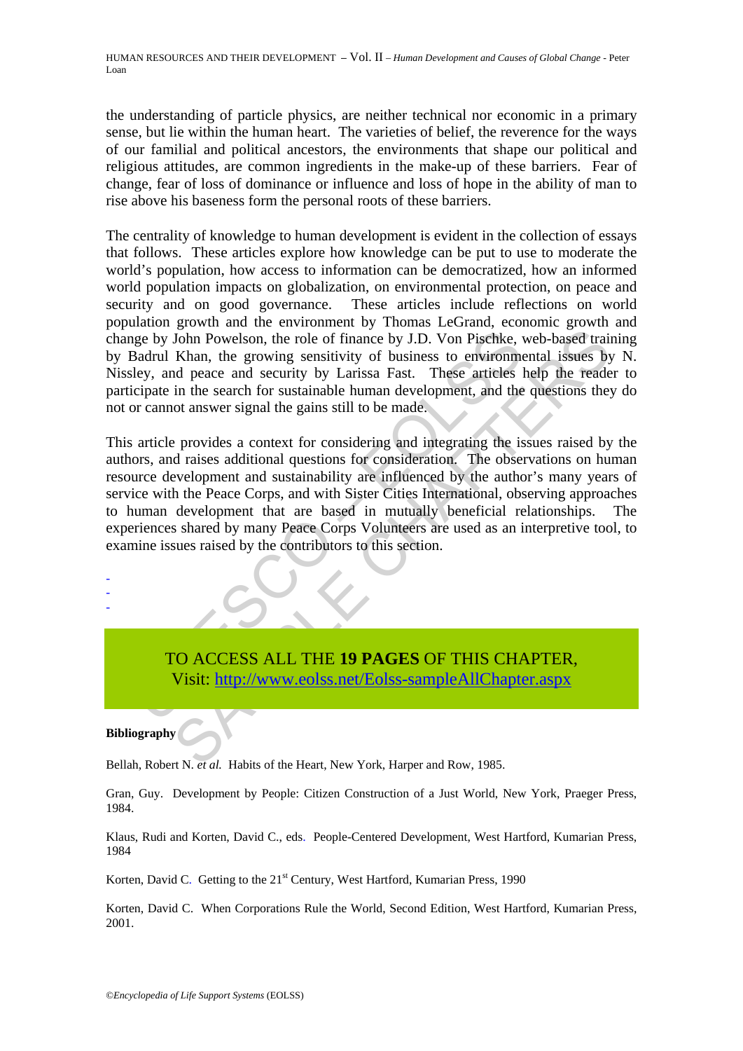the understanding of particle physics, are neither technical nor economic in a primary sense, but lie within the human heart. The varieties of belief, the reverence for the ways of our familial and political ancestors, the environments that shape our political and religious attitudes, are common ingredients in the make-up of these barriers. Fear of change, fear of loss of dominance or influence and loss of hope in the ability of man to rise above his baseness form the personal roots of these barriers.

The centrality of knowledge to human development is evident in the collection of essays that follows. These articles explore how knowledge can be put to use to moderate the world's population, how access to information can be democratized, how an informed world population impacts on globalization, on environmental protection, on peace and security and on good governance. These articles include reflections on world population growth and the environment by Thomas LeGrand, economic growth and change by John Powelson, the role of finance by J.D. Von Pischke, web-based training by Badrul Khan, the growing sensitivity of business to environmental issues by N. Nissley, and peace and security by Larissa Fast. These articles help the reader to participate in the search for sustainable human development, and the questions they do not or cannot answer signal the gains still to be made.

This article provides a context for considering and integrating the issues raised by the authors, and raises additional questions for consideration. The observations on human resource development and sustainability are influenced by the author's many years of service with the Peace Corps, and with Sister Cities International, observing approaches to human development that are based in mutually beneficial relationships. The experiences shared by many Peace Corps Volunteers are used as an interpretive tool, to examine issues raised by the contributors to this section.

-
-
-

TO ACCESS ALL THE **19 PAGES** OF THIS CHAPTER,
Visit: http://www.eolss.net/Eolss-sampleAllChapter.aspx

**Bibliography**

Bellah, Robert N. *et al.* Habits of the Heart, New York, Harper and Row, 1985.

Gran, Guy. Development by People: Citizen Construction of a Just World, New York, Praeger Press, 1984.

Klaus, Rudi and Korten, David C., eds. People-Centered Development, West Hartford, Kumarian Press, 1984

Korten, David C. Getting to the 21st Century, West Hartford, Kumarian Press, 1990

Korten, David C. When Corporations Rule the World, Second Edition, West Hartford, Kumarian Press, 2001.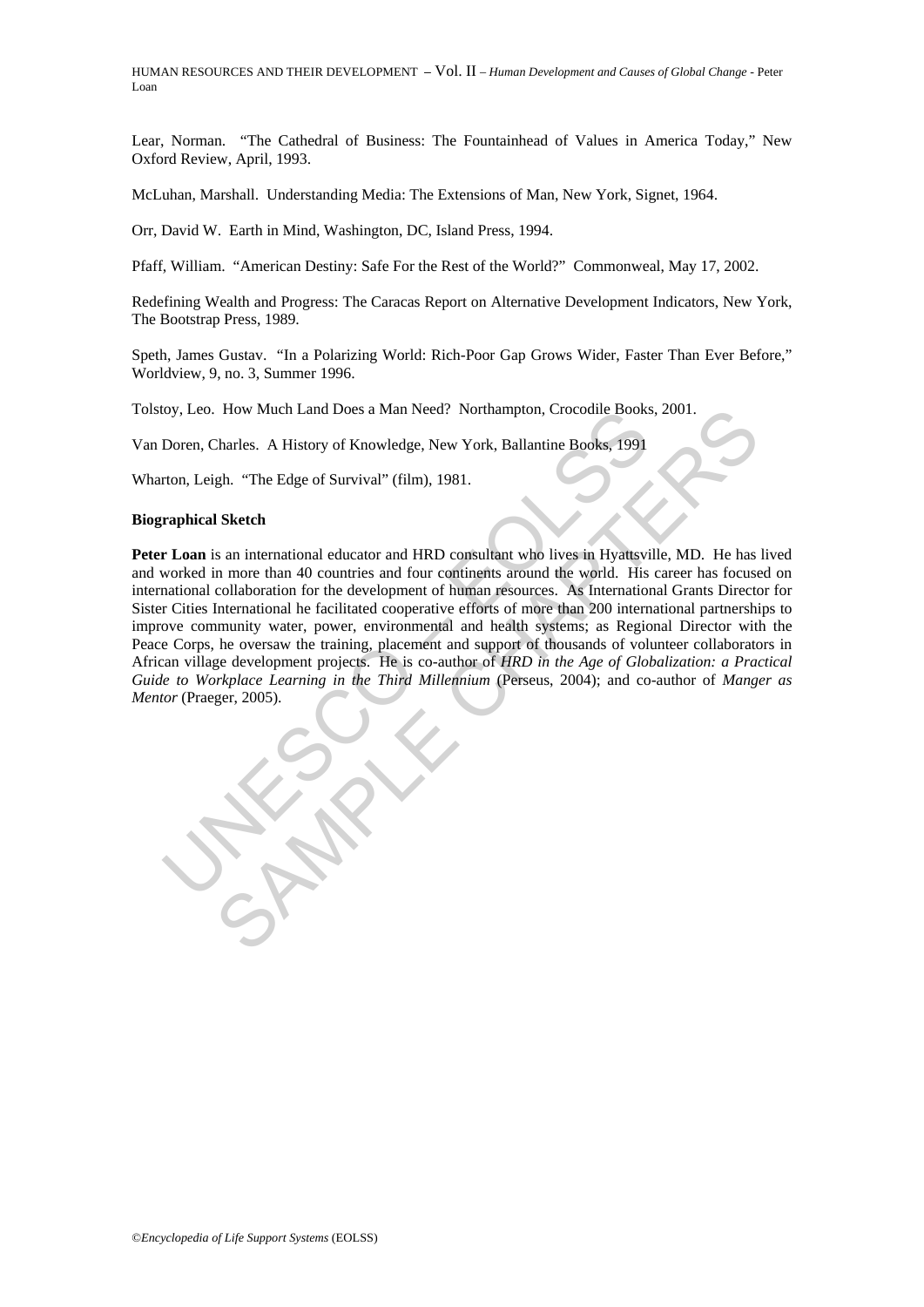Lear, Norman. "The Cathedral of Business: The Fountainhead of Values in America Today," New Oxford Review, April, 1993.

McLuhan, Marshall. Understanding Media: The Extensions of Man, New York, Signet, 1964.

Orr, David W. Earth in Mind, Washington, DC, Island Press, 1994.

Pfaff, William. "American Destiny: Safe For the Rest of the World?" Commonweal, May 17, 2002.

Redefining Wealth and Progress: The Caracas Report on Alternative Development Indicators, New York, The Bootstrap Press, 1989.

Speth, James Gustav. "In a Polarizing World: Rich-Poor Gap Grows Wider, Faster Than Ever Before," Worldview, 9, no. 3, Summer 1996.

Tolstoy, Leo. How Much Land Does a Man Need? Northampton, Crocodile Books, 2001.

Van Doren, Charles. A History of Knowledge, New York, Ballantine Books, 1991

Wharton, Leigh. "The Edge of Survival" (film), 1981.

**Biographical Sketch**

**Peter Loan** is an international educator and HRD consultant who lives in Hyattsville, MD. He has lived and worked in more than 40 countries and four continents around the world. His career has focused on international collaboration for the development of human resources. As International Grants Director for Sister Cities International he facilitated cooperative efforts of more than 200 international partnerships to improve community water, power, environmental and health systems; as Regional Director with the Peace Corps, he oversaw the training, placement and support of thousands of volunteer collaborators in African village development projects. He is co-author of *HRD in the Age of Globalization: a Practical Guide to Workplace Learning in the Third Millennium* (Perseus, 2004); and co-author of *Manger as Mentor* (Praeger, 2005).